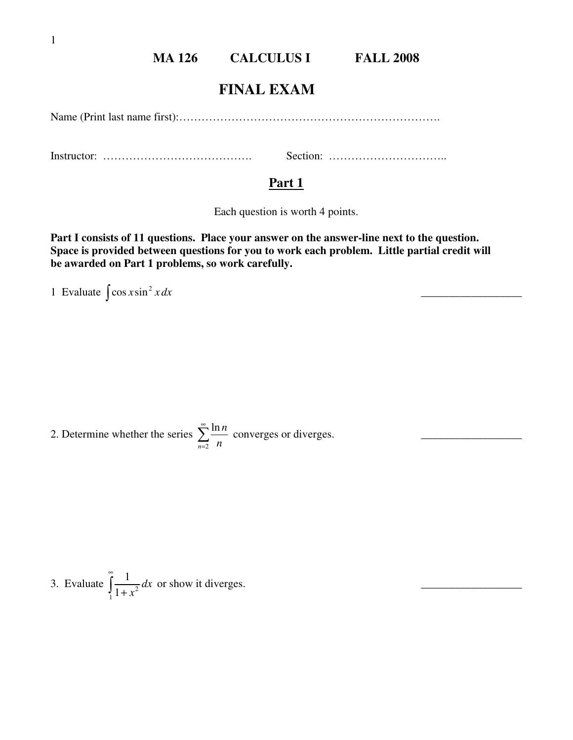# MA 126 CALCULUS I FALL 2008

## FINAL EXAM

Name (Print last name first):…………………………………………………………….

Instructor: …………………………………. Section: …………………………..

## Part 1

Each question is worth 4 points.

**Part I consists of 11 questions. Place your answer on the answer-line next to the question. Space is provided between questions for you to work each problem. Little partial credit will be awarded on Part 1 problems, so work carefully.**

1 Evaluate $\int \cos x \sin^2 x \, dx$ __________________

2. Determine whether the series $\sum_{n=2}^{\infty} \frac{\ln n}{n}$ converges or diverges. __________________

3. Evaluate $\int_{1}^{\infty} \frac{1}{1+x^2} dx$ or show it diverges. __________________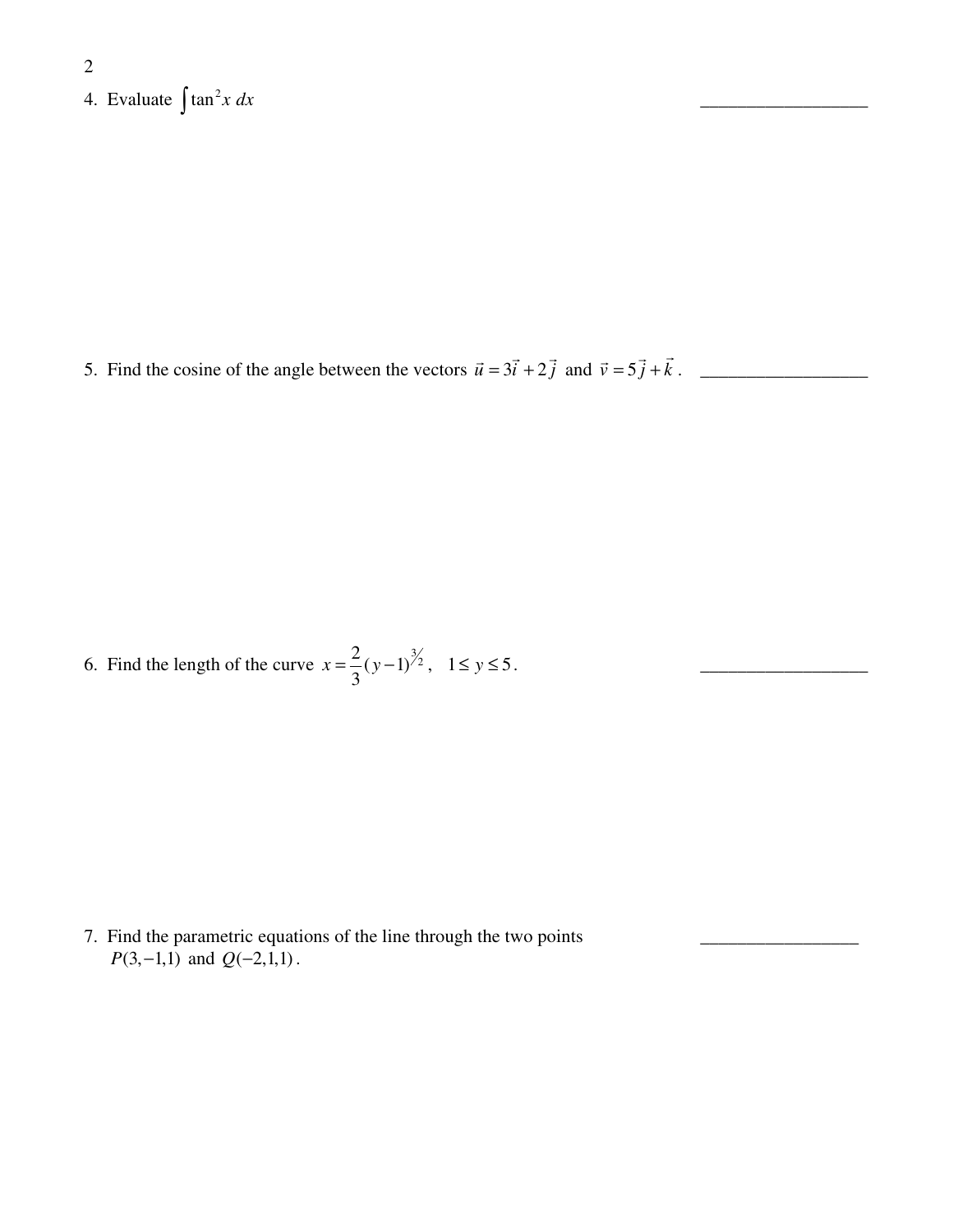4. Evaluate $\int \tan^2 x \, dx$ __________________

5. Find the cosine of the angle between the vectors $\vec{u} = 3\vec{i} + 2\vec{j}$ and $\vec{v} = 5\vec{j} + \vec{k}$. __________________

6. Find the length of the curve $x = \frac{2}{3}(y-1)^{3/2}$, $1 \le y \le 5$. __________________

7. Find the parametric equations of the line through the two points $P(3,-1,1)$ and $Q(-2,1,1)$. __________________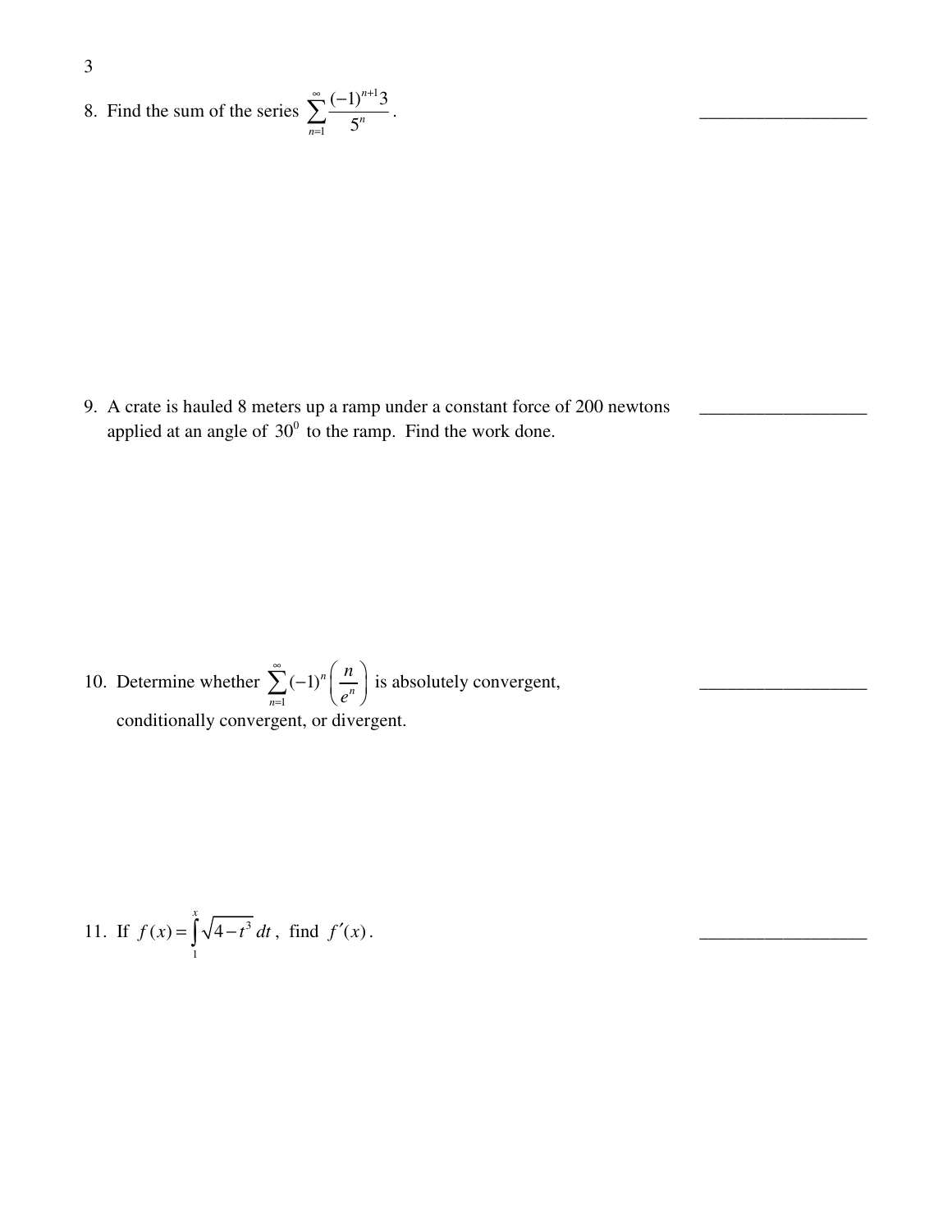8. Find the sum of the series $\sum_{n=1}^{\infty} \frac{(-1)^{n+1} 3}{5^n}$. \_\_\_\_\_\_\_\_\_\_\_\_\_\_\_\_\_\_

9. A crate is hauled 8 meters up a ramp under a constant force of 200 newtons applied at an angle of $30^0$ to the ramp. Find the work done. \_\_\_\_\_\_\_\_\_\_\_\_\_\_\_\_\_\_

10. Determine whether $\sum_{n=1}^{\infty} (-1)^n \left( \frac{n}{e^n} \right)$ is absolutely convergent, conditionally convergent, or divergent. \_\_\_\_\_\_\_\_\_\_\_\_\_\_\_\_\_\_

11. If $f(x) = \int_{1}^{x} \sqrt{4 - t^3} \, dt$, find $f'(x)$. \_\_\_\_\_\_\_\_\_\_\_\_\_\_\_\_\_\_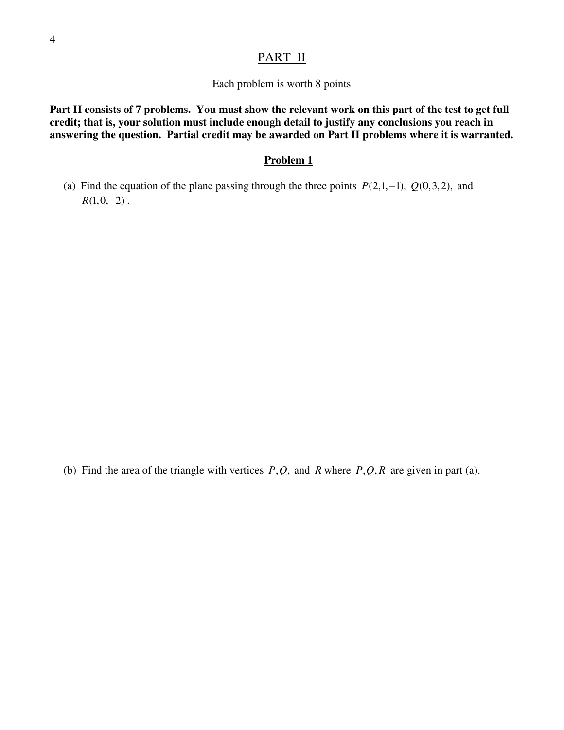# PART II

Each problem is worth 8 points

**Part II consists of 7 problems. You must show the relevant work on this part of the test to get full credit; that is, your solution must include enough detail to justify any conclusions you reach in answering the question. Partial credit may be awarded on Part II problems where it is warranted.**

## Problem 1

(a) Find the equation of the plane passing through the three points $P(2,1,-1)$, $Q(0,3,2)$, and $R(1,0,-2)$.

(b) Find the area of the triangle with vertices $P, Q,$ and $R$ where $P, Q, R$ are given in part (a).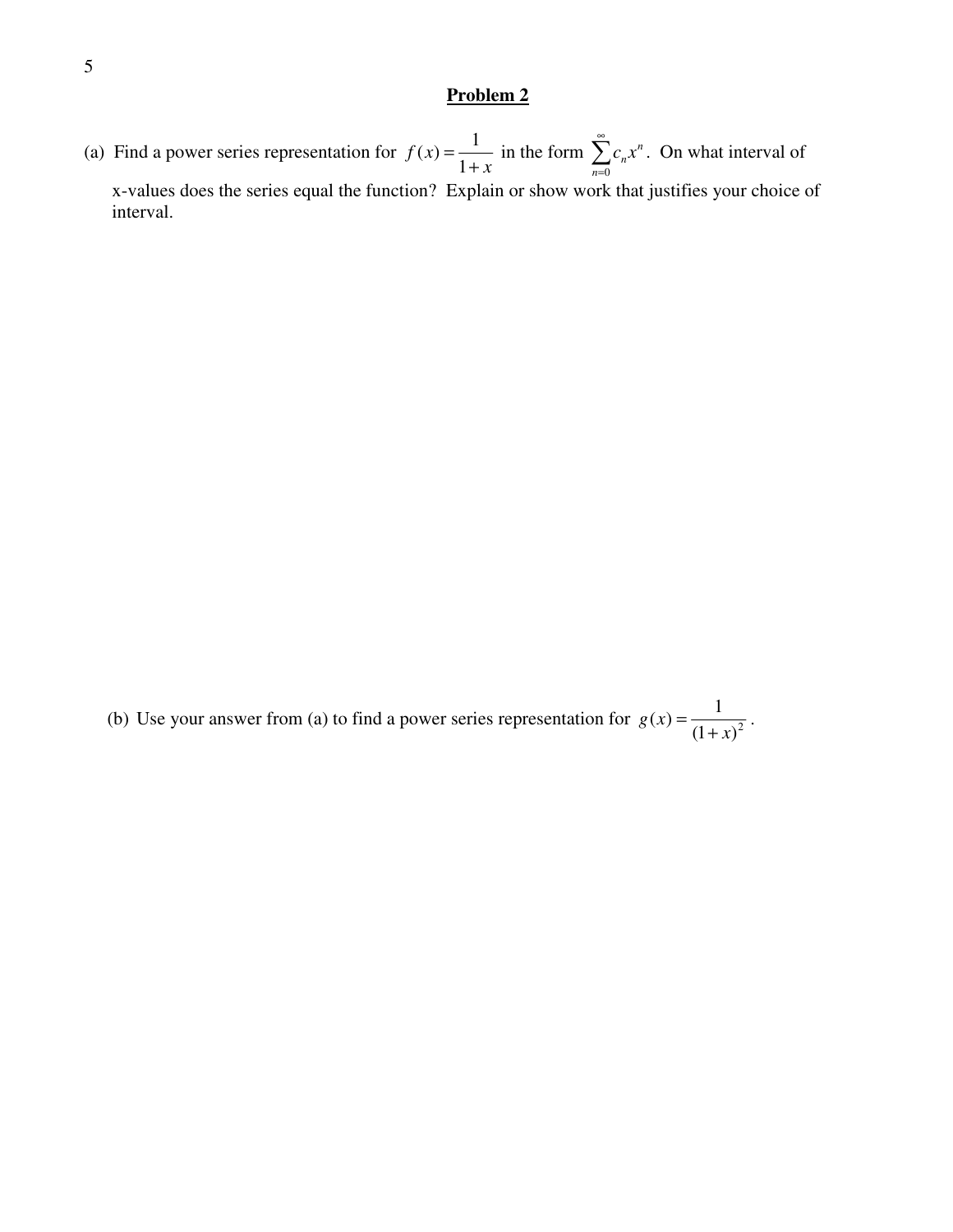## Problem 2

(a) Find a power series representation for $f(x) = \dfrac{1}{1+x}$ in the form $\sum_{n=0}^{\infty} c_n x^n$. On what interval of x-values does the series equal the function? Explain or show work that justifies your choice of interval.

(b) Use your answer from (a) to find a power series representation for $g(x) = \dfrac{1}{(1+x)^2}$.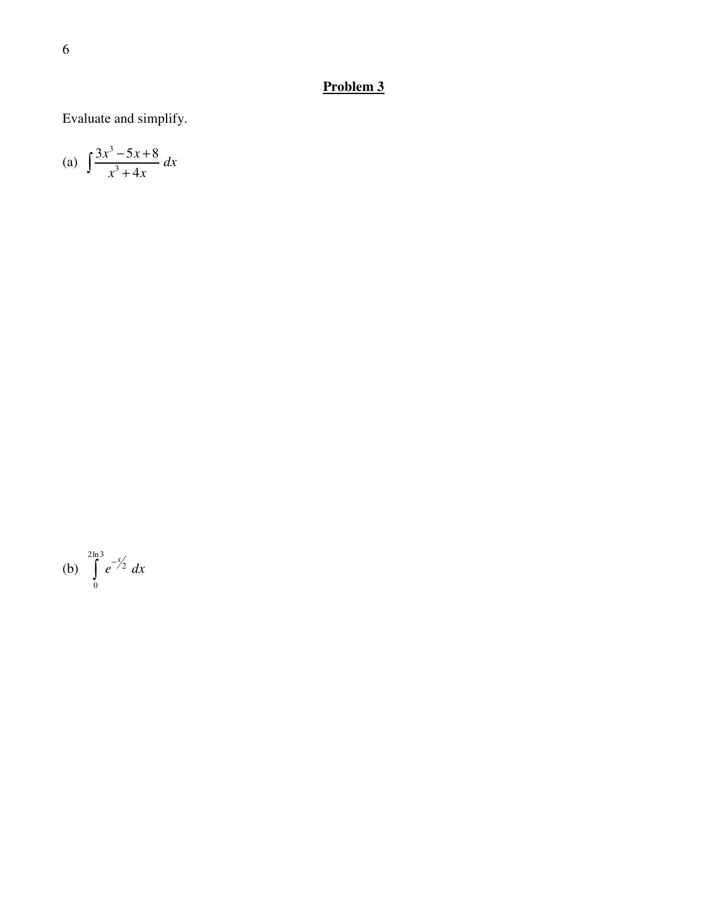## Problem 3

Evaluate and simplify.

(a) $\int \frac{3x^3 - 5x + 8}{x^3 + 4x} \, dx$

(b) $\int_{0}^{2\ln 3} e^{-x/2} \, dx$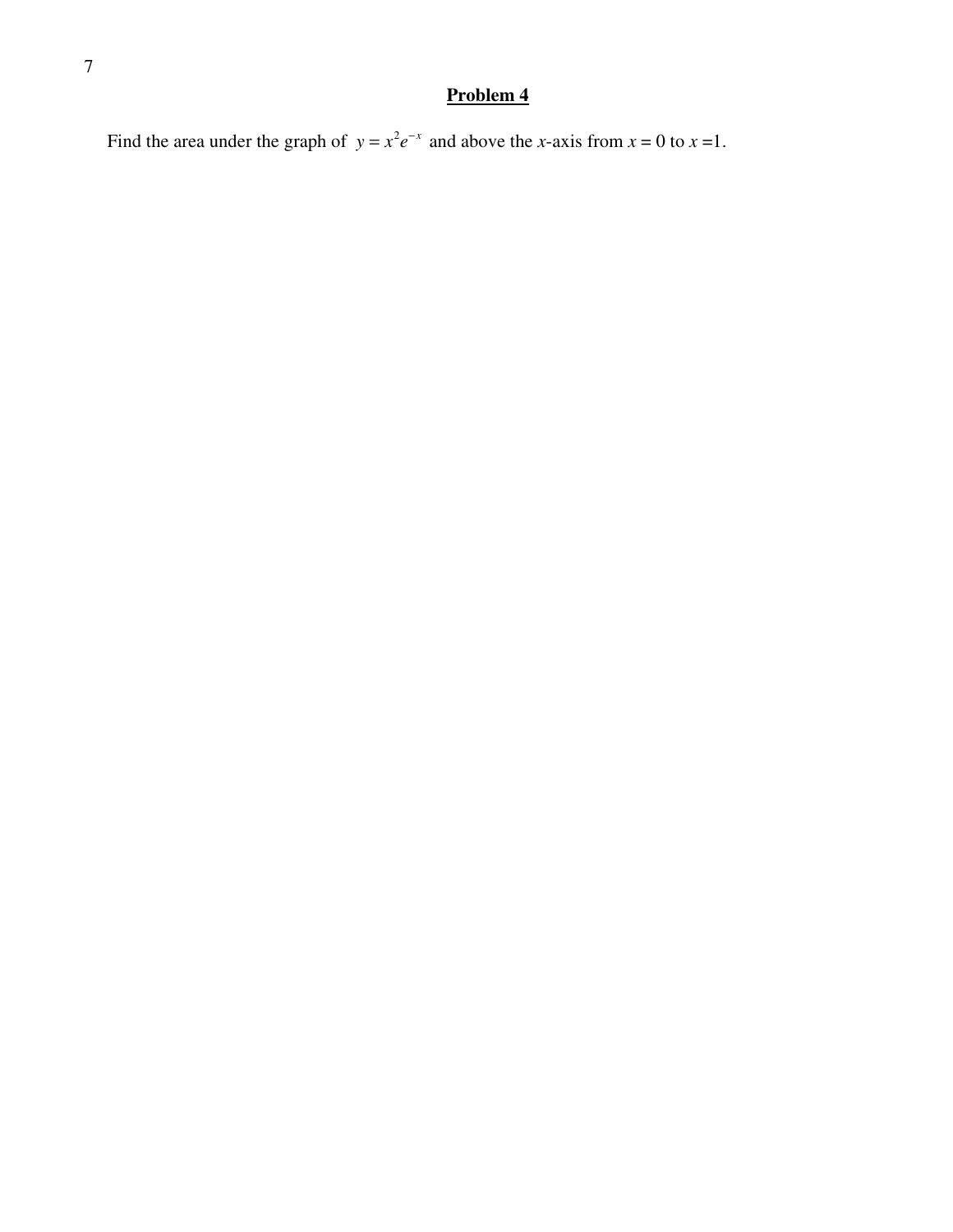## Problem 4

Find the area under the graph of $y = x^2 e^{-x}$ and above the *x*-axis from $x = 0$ to $x = 1$.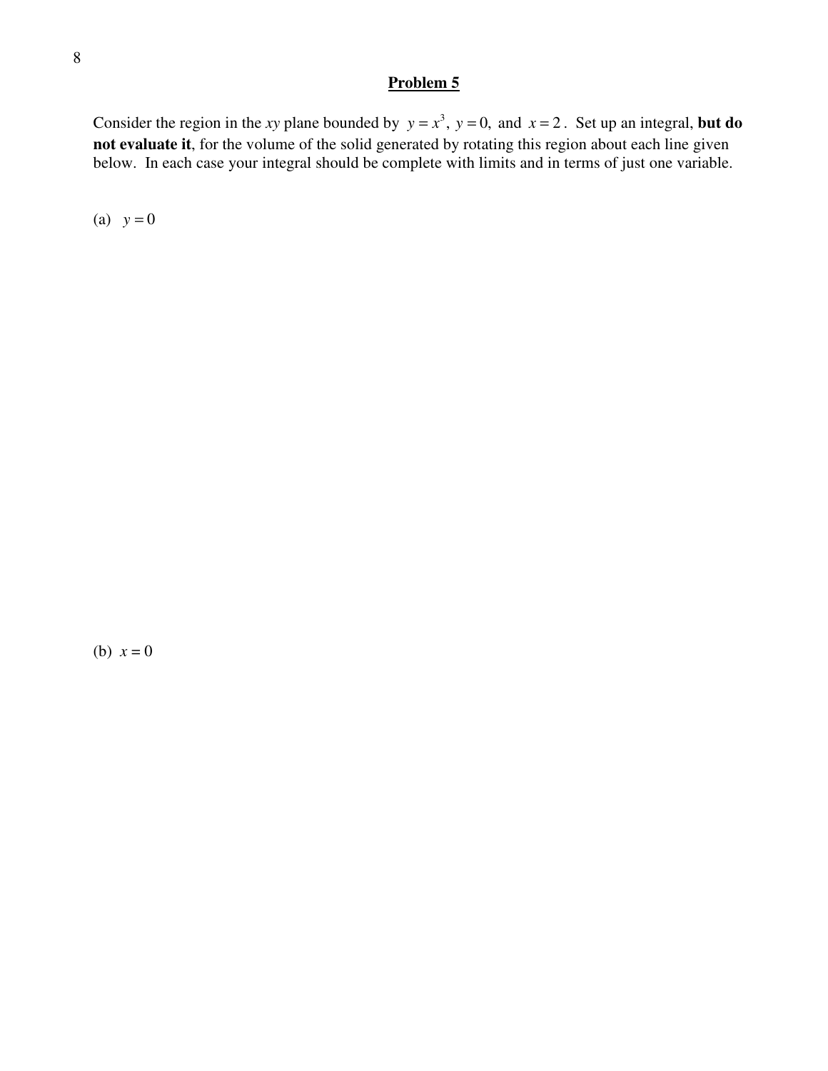## Problem 5

Consider the region in the *xy* plane bounded by $y = x^3$, $y = 0$, and $x = 2$. Set up an integral, **but do not evaluate it**, for the volume of the solid generated by rotating this region about each line given below. In each case your integral should be complete with limits and in terms of just one variable.

(a) $y = 0$

(b) $x = 0$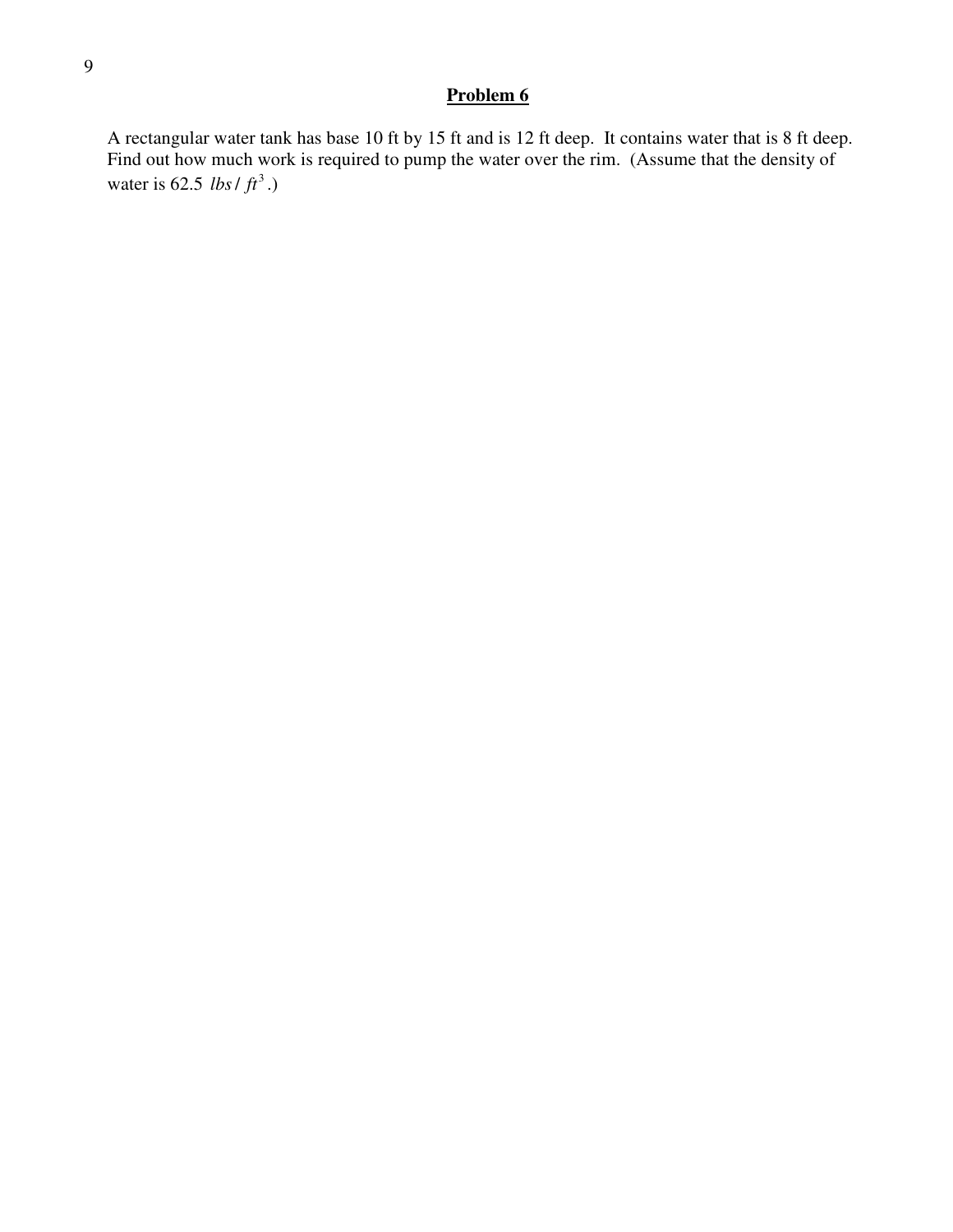## Problem 6

A rectangular water tank has base 10 ft by 15 ft and is 12 ft deep. It contains water that is 8 ft deep. Find out how much work is required to pump the water over the rim. (Assume that the density of water is 62.5 $lbs/ft^3$.)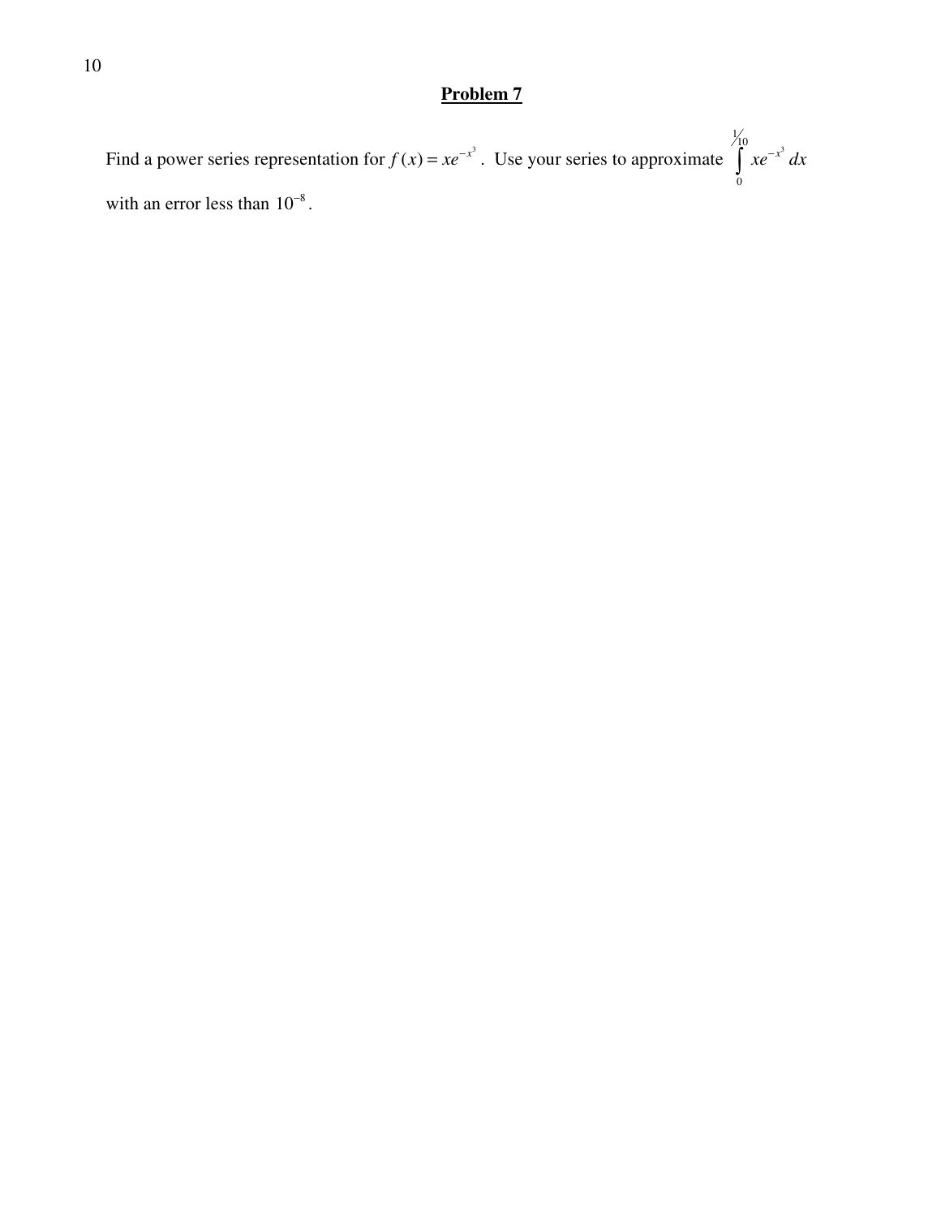## Problem 7

Find a power series representation for $f(x) = xe^{-x^3}$. Use your series to approximate $\int_0^{1/10} xe^{-x^3}\, dx$ with an error less than $10^{-8}$.